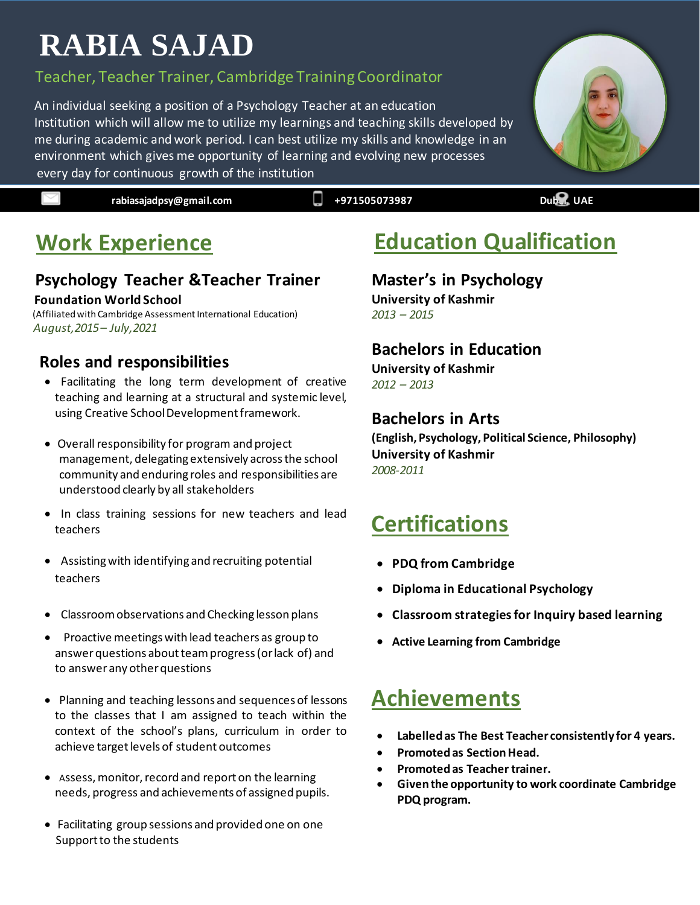# RABIA SAJAD

Teacher, Teacher Trainer, Cambridge Training Coordinator

An individual seeking a position of a Psychology Teacher at an education Institution which will allow me to utilize my learnings and teaching skills developed by me during academic and work period. I can best utilize my skills and knowledge in an environment which gives me opportunity of learning and evolving new processes every day for continuous growth of the institution

rabiasajadpsy@gmail.com | +971505073987 | Dubai, UAE

## Work Experience

### Psychology Teacher &Teacher Trainer

**Foundation World School**

(Affiliated with Cambridge Assessment International Education)

*August,2015 – July,2021*

### Roles and responsibilities

- Facilitating the long term development of creative teaching and learning at a structural and systemic level, using Creative School Development framework.
- Overall responsibility for program and project management, delegating extensively across the school community and enduring roles and responsibilities are understood clearly by all stakeholders
- In class training sessions for new teachers and lead teachers
- Assisting with identifying and recruiting potential teachers
- Classroom observations and Checking lesson plans
- Proactive meetings with lead teachers as group to answer questions about team progress (or lack of) and to answer any other questions
- Planning and teaching lessons and sequences of lessons to the classes that I am assigned to teach within the context of the school's plans, curriculum in order to achieve target levels of student outcomes
- Assess, monitor, record and report on the learning needs, progress and achievements of assigned pupils.
- Facilitating group sessions and provided one on one Support to the students

## Education Qualification

### Master's in Psychology

**University of Kashmir**

*2013 – 2015*

### Bachelors in Education

**University of Kashmir**

*2012 – 2013*

### Bachelors in Arts

**(English, Psychology, Political Science, Philosophy)**

**University of Kashmir**

*2008-2011*

## Certifications

- **PDQ from Cambridge**
- **Diploma in Educational Psychology**
- **Classroom strategies for Inquiry based learning**
- **Active Learning from Cambridge**

## Achievements

- **Labelled as The Best Teacher consistently for 4 years.**
- **Promoted as Section Head.**
- **Promoted as Teacher trainer.**
- **Given the opportunity to work coordinate Cambridge PDQ program.**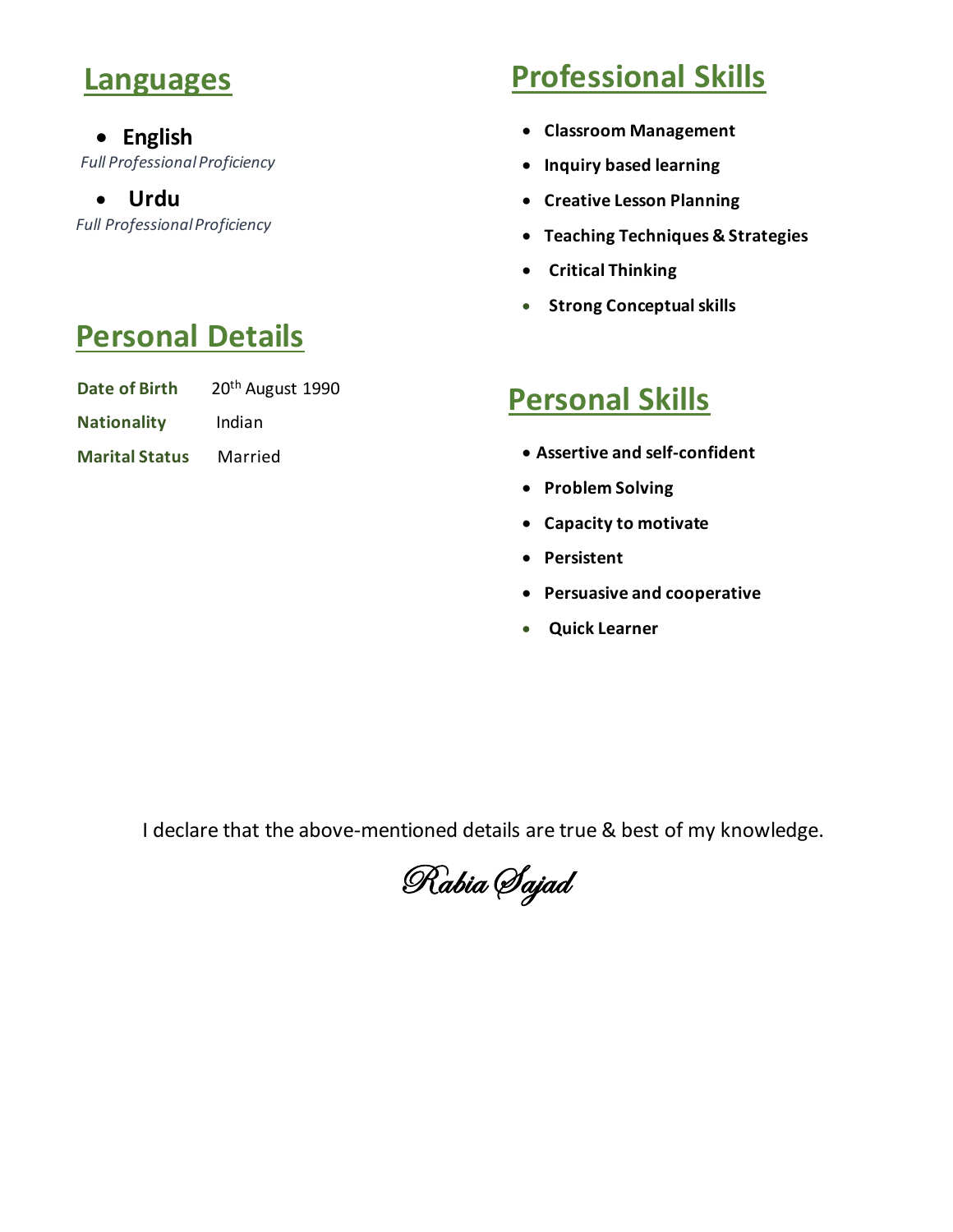## Languages

- **English**

*Full Professional Proficiency*

- **Urdu**

*Full Professional Proficiency*

## Personal Details

| | |
|---|---|
| **Date of Birth** | 20th August 1990 |
| **Nationality** | Indian |
| **Marital Status** | Married |

## Professional Skills

- **Classroom Management**
- **Inquiry based learning**
- **Creative Lesson Planning**
- **Teaching Techniques & Strategies**
- **Critical Thinking**
- **Strong Conceptual skills**

## Personal Skills

- **Assertive and self-confident**
- **Problem Solving**
- **Capacity to motivate**
- **Persistent**
- **Persuasive and cooperative**
- **Quick Learner**

I declare that the above-mentioned details are true & best of my knowledge.

*Rabia Sajad*